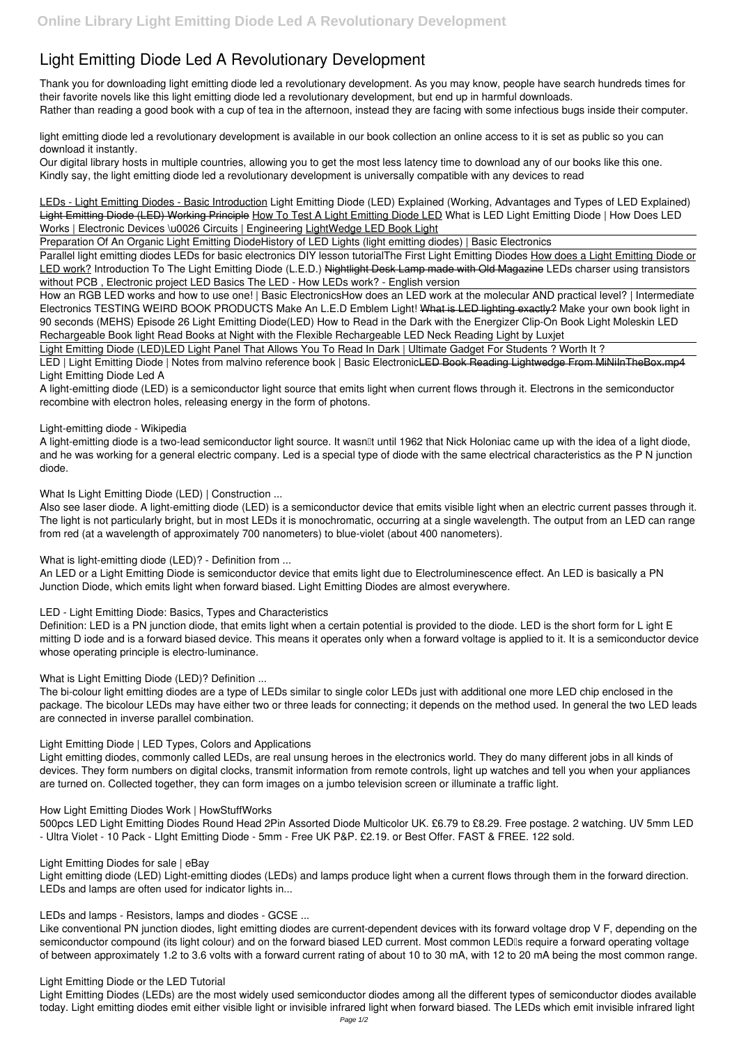# Light Emitting Diode Led A Revolutionary Development

Thank you for downloading light emitting diode led a revolutionary development. As you may know, people have search hundreds times for their favorite novels like this light emitting diode led a revolutionary development, but end up in harmful downloads.
Rather than reading a good book with a cup of tea in the afternoon, instead they are facing with some infectious bugs inside their computer.

light emitting diode led a revolutionary development is available in our book collection an online access to it is set as public so you can download it instantly.
Our digital library hosts in multiple countries, allowing you to get the most less latency time to download any of our books like this one.
Kindly say, the light emitting diode led a revolutionary development is universally compatible with any devices to read

LEDs - Light Emitting Diodes - Basic Introduction Light Emitting Diode (LED) Explained (Working, Advantages and Types of LED Explained) Light Emitting Diode (LED) Working Principle How To Test A Light Emitting Diode LED What is LED Light Emitting Diode | How Does LED Works | Electronic Devices \u0026 Circuits | Engineering LightWedge LED Book Light

Preparation Of An Organic Light Emitting DiodeHistory of LED Lights (light emitting diodes) | Basic Electronics

Parallel light emitting diodes LEDs for basic electronics DIY lesson tutorialThe First Light Emitting Diodes How does a Light Emitting Diode or LED work? Introduction To The Light Emitting Diode (L.E.D.) Nightlight Desk Lamp made with Old Magazine LEDs charser using transistors without PCB , Electronic project LED Basics The LED - How LEDs work? - English version

How an RGB LED works and how to use one! | Basic ElectronicsHow does an LED work at the molecular AND practical level? | Intermediate Electronics TESTING WEIRD BOOK PRODUCTS Make An L.E.D Emblem Light! What is LED lighting exactly? Make your own book light in 90 seconds (MEHS) Episode 26 Light Emitting Diode(LED) How to Read in the Dark with the Energizer Clip-On Book Light Moleskin LED Rechargeable Book light Read Books at Night with the Flexible Rechargeable LED Neck Reading Light by Luxjet

Light Emitting Diode (LED)LED Light Panel That Allows You To Read In Dark | Ultimate Gadget For Students ? Worth It ?

LED | Light Emitting Diode | Notes from malvino reference book | Basic ElectronicLED Book Reading Lightwedge From MiNiInTheBox.mp4 Light Emitting Diode Led A

A light-emitting diode (LED) is a semiconductor light source that emits light when current flows through it. Electrons in the semiconductor recombine with electron holes, releasing energy in the form of photons.

Light-emitting diode - Wikipedia

A light-emitting diode is a two-lead semiconductor light source. It wasn't until 1962 that Nick Holoniac came up with the idea of a light diode, and he was working for a general electric company. Led is a special type of diode with the same electrical characteristics as the P N junction diode.

What Is Light Emitting Diode (LED) | Construction ...

Also see laser diode. A light-emitting diode (LED) is a semiconductor device that emits visible light when an electric current passes through it. The light is not particularly bright, but in most LEDs it is monochromatic, occurring at a single wavelength. The output from an LED can range from red (at a wavelength of approximately 700 nanometers) to blue-violet (about 400 nanometers).

What is light-emitting diode (LED)? - Definition from ...

An LED or a Light Emitting Diode is semiconductor device that emits light due to Electroluminescence effect. An LED is basically a PN Junction Diode, which emits light when forward biased. Light Emitting Diodes are almost everywhere.

LED - Light Emitting Diode: Basics, Types and Characteristics

Definition: LED is a PN junction diode, that emits light when a certain potential is provided to the diode. LED is the short form for L ight E mitting D iode and is a forward biased device. This means it operates only when a forward voltage is applied to it. It is a semiconductor device whose operating principle is electro-luminance.

What is Light Emitting Diode (LED)? Definition ...

The bi-colour light emitting diodes are a type of LEDs similar to single color LEDs just with additional one more LED chip enclosed in the package. The bicolour LEDs may have either two or three leads for connecting; it depends on the method used. In general the two LED leads are connected in inverse parallel combination.

Light Emitting Diode | LED Types, Colors and Applications

Light emitting diodes, commonly called LEDs, are real unsung heroes in the electronics world. They do many different jobs in all kinds of devices. They form numbers on digital clocks, transmit information from remote controls, light up watches and tell you when your appliances are turned on. Collected together, they can form images on a jumbo television screen or illuminate a traffic light.

How Light Emitting Diodes Work | HowStuffWorks

500pcs LED Light Emitting Diodes Round Head 2Pin Assorted Diode Multicolor UK. £6.79 to £8.29. Free postage. 2 watching. UV 5mm LED - Ultra Violet - 10 Pack - LIght Emitting Diode - 5mm - Free UK P&P. £2.19. or Best Offer. FAST & FREE. 122 sold.

Light Emitting Diodes for sale | eBay

Light emitting diode (LED) Light-emitting diodes (LEDs) and lamps produce light when a current flows through them in the forward direction. LEDs and lamps are often used for indicator lights in...

LEDs and lamps - Resistors, lamps and diodes - GCSE ...

Like conventional PN junction diodes, light emitting diodes are current-dependent devices with its forward voltage drop V F, depending on the semiconductor compound (its light colour) and on the forward biased LED current. Most common LED's require a forward operating voltage of between approximately 1.2 to 3.6 volts with a forward current rating of about 10 to 30 mA, with 12 to 20 mA being the most common range.

Light Emitting Diode or the LED Tutorial

Light Emitting Diodes (LEDs) are the most widely used semiconductor diodes among all the different types of semiconductor diodes available today. Light emitting diodes emit either visible light or invisible infrared light when forward biased. The LEDs which emit invisible infrared light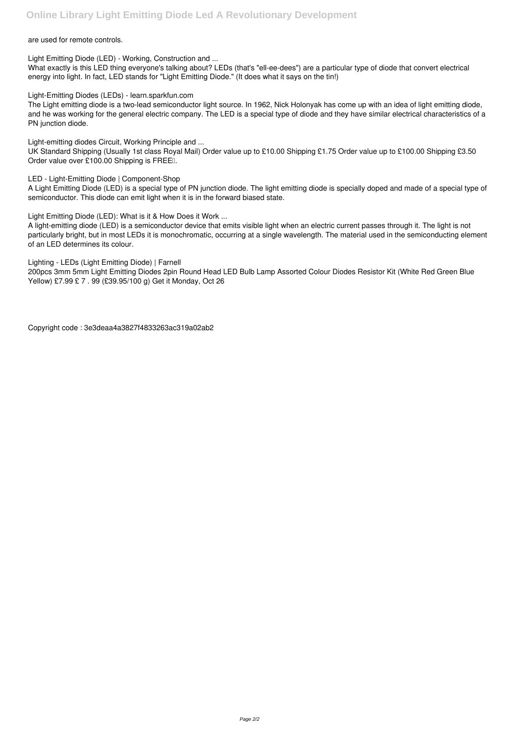are used for remote controls.

Light Emitting Diode (LED) - Working, Construction and ...

What exactly is this LED thing everyone's talking about? LEDs (that's "ell-ee-dees") are a particular type of diode that convert electrical energy into light. In fact, LED stands for "Light Emitting Diode." (It does what it says on the tin!)

Light-Emitting Diodes (LEDs) - learn.sparkfun.com

The Light emitting diode is a two-lead semiconductor light source. In 1962, Nick Holonyak has come up with an idea of light emitting diode, and he was working for the general electric company. The LED is a special type of diode and they have similar electrical characteristics of a PN junction diode.

Light-emitting diodes Circuit, Working Principle and ...

UK Standard Shipping (Usually 1st class Royal Mail) Order value up to £10.00 Shipping £1.75 Order value up to £100.00 Shipping £3.50 Order value over £100.00 Shipping is FREE.

LED - Light-Emitting Diode | Component-Shop

A Light Emitting Diode (LED) is a special type of PN junction diode. The light emitting diode is specially doped and made of a special type of semiconductor. This diode can emit light when it is in the forward biased state.

Light Emitting Diode (LED): What is it & How Does it Work ...

A light-emitting diode (LED) is a semiconductor device that emits visible light when an electric current passes through it. The light is not particularly bright, but in most LEDs it is monochromatic, occurring at a single wavelength. The material used in the semiconducting element of an LED determines its colour.

Lighting - LEDs (Light Emitting Diode) | Farnell

200pcs 3mm 5mm Light Emitting Diodes 2pin Round Head LED Bulb Lamp Assorted Colour Diodes Resistor Kit (White Red Green Blue Yellow) £7.99 £ 7 . 99 (£39.95/100 g) Get it Monday, Oct 26

Copyright code : 3e3deaa4a3827f4833263ac319a02ab2